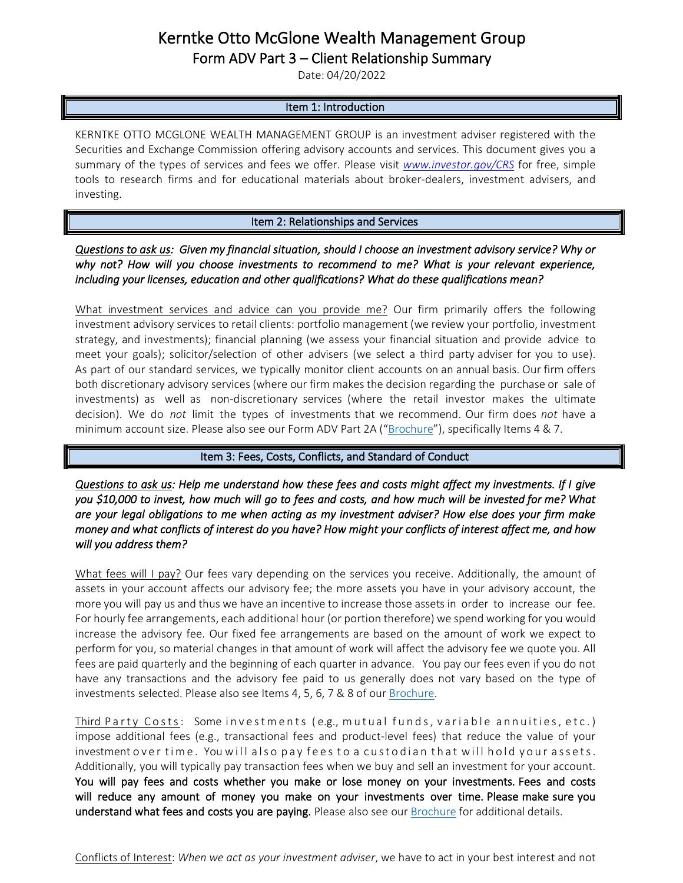# Kerntke Otto McGlone Wealth Management Group

## Form ADV Part 3 – Client Relationship Summary

Date: 04/20/2022

### Item 1: Introduction

KERNTKE OTTO MCGLONE WEALTH MANAGEMENT GROUP is an investment adviser registered with the Securities and Exchange Commission offering advisory accounts and services. This document gives you a summary of the types of services and fees we offer. Please visit *www.investor.gov/CRS* for free, simple tools to research firms and for educational materials about broker-dealers, investment advisers, and investing.

### Item 2: Relationships and Services

*Questions to ask us: Given my financial situation, should I choose an investment advisory service? Why or why not? How will you choose investments to recommend to me? What is your relevant experience, including your licenses, education and other qualifications? What do these qualifications mean?*

What investment services and advice can you provide me? Our firm primarily offers the following investment advisory services to retail clients: portfolio management (we review your portfolio, investment strategy, and investments); financial planning (we assess your financial situation and provide advice to meet your goals); solicitor/selection of other advisers (we select a third party adviser for you to use). As part of our standard services, we typically monitor client accounts on an annual basis. Our firm offers both discretionary advisory services (where our firm makes the decision regarding the purchase or sale of investments) as well as non-discretionary services (where the retail investor makes the ultimate decision). We do *not* limit the types of investments that we recommend. Our firm does *not* have a minimum account size. Please also see our Form ADV Part 2A ("Brochure"), specifically Items 4 & 7.

### Item 3: Fees, Costs, Conflicts, and Standard of Conduct

*Questions to ask us: Help me understand how these fees and costs might affect my investments. If I give you $10,000 to invest, how much will go to fees and costs, and how much will be invested for me? What are your legal obligations to me when acting as my investment adviser? How else does your firm make money and what conflicts of interest do you have? How might your conflicts of interest affect me, and how will you address them?*

What fees will I pay? Our fees vary depending on the services you receive. Additionally, the amount of assets in your account affects our advisory fee; the more assets you have in your advisory account, the more you will pay us and thus we have an incentive to increase those assets in order to increase our fee. For hourly fee arrangements, each additional hour (or portion therefore) we spend working for you would increase the advisory fee. Our fixed fee arrangements are based on the amount of work we expect to perform for you, so material changes in that amount of work will affect the advisory fee we quote you. All fees are paid quarterly and the beginning of each quarter in advance. You pay our fees even if you do not have any transactions and the advisory fee paid to us generally does not vary based on the type of investments selected. Please also see Items 4, 5, 6, 7 & 8 of our Brochure.

Third Party Costs: Some investments (e.g., mutual funds, variable annuities, etc.) impose additional fees (e.g., transactional fees and product-level fees) that reduce the value of your investment over time. You will also pay fees to a custodian that will hold your assets. Additionally, you will typically pay transaction fees when we buy and sell an investment for your account. **You will pay fees and costs whether you make or lose money on your investments. Fees and costs will reduce any amount of money you make on your investments over time. Please make sure you understand what fees and costs you are paying.** Please also see our Brochure for additional details.

Conflicts of Interest: *When we act as your investment adviser*, we have to act in your best interest and not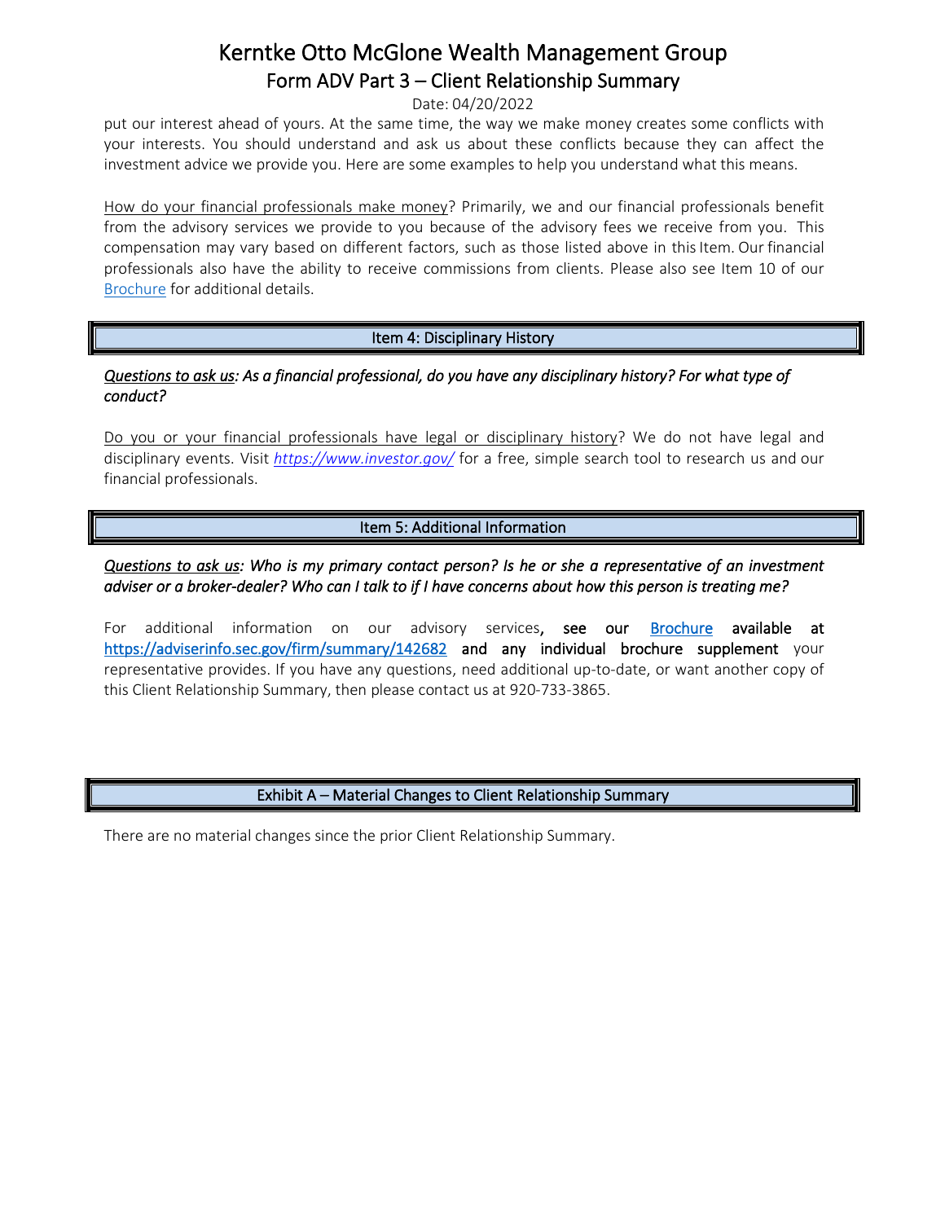put our interest ahead of yours. At the same time, the way we make money creates some conflicts with your interests. You should understand and ask us about these conflicts because they can affect the investment advice we provide you. Here are some examples to help you understand what this means.

How do your financial professionals make money? Primarily, we and our financial professionals benefit from the advisory services we provide to you because of the advisory fees we receive from you. This compensation may vary based on different factors, such as those listed above in this Item. Our financial professionals also have the ability to receive commissions from clients. Please also see Item 10 of our Brochure for additional details.

## Item 4: Disciplinary History

*Questions to ask us: As a financial professional, do you have any disciplinary history? For what type of conduct?*

Do you or your financial professionals have legal or disciplinary history? We do not have legal and disciplinary events. Visit *https://www.investor.gov/* for a free, simple search tool to research us and our financial professionals.

## Item 5: Additional Information

*Questions to ask us: Who is my primary contact person? Is he or she a representative of an investment adviser or a broker-dealer? Who can I talk to if I have concerns about how this person is treating me?*

For additional information on our advisory services, **see our** Brochure **available at** https://adviserinfo.sec.gov/firm/summary/142682 **and any individual brochure supplement** your representative provides. If you have any questions, need additional up-to-date, or want another copy of this Client Relationship Summary, then please contact us at 920-733-3865.

## Exhibit A – Material Changes to Client Relationship Summary

There are no material changes since the prior Client Relationship Summary.